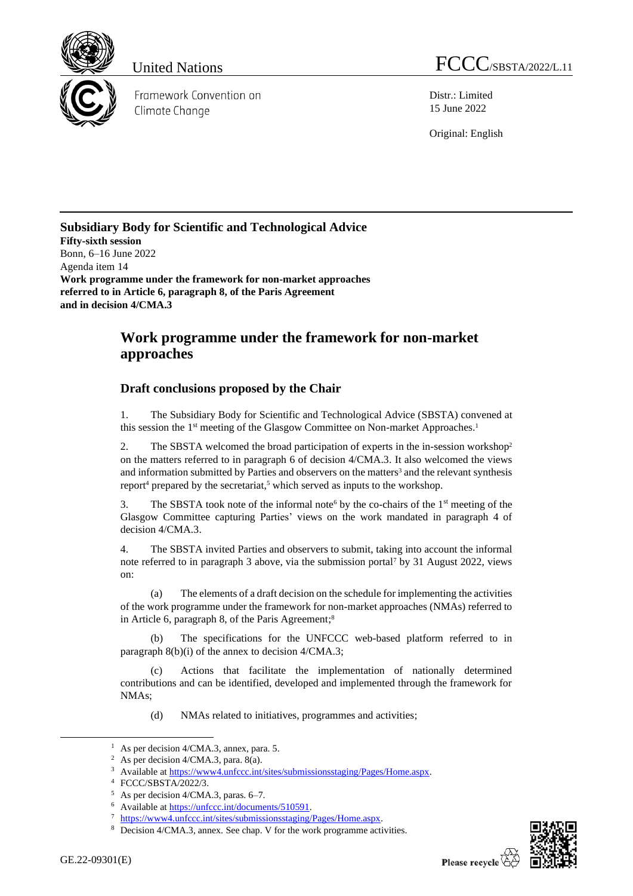United Nations

Framework Convention on Climate Change

FCCC/SBSTA/2022/L.11

Distr.: Limited
15 June 2022

Original: English

**Subsidiary Body for Scientific and Technological Advice**
**Fifty-sixth session**
Bonn, 6–16 June 2022
Agenda item 14
**Work programme under the framework for non-market approaches referred to in Article 6, paragraph 8, of the Paris Agreement and in decision 4/CMA.3**

# Work programme under the framework for non-market approaches

## Draft conclusions proposed by the Chair

1. The Subsidiary Body for Scientific and Technological Advice (SBSTA) convened at this session the 1st meeting of the Glasgow Committee on Non-market Approaches.[1]

2. The SBSTA welcomed the broad participation of experts in the in-session workshop[2] on the matters referred to in paragraph 6 of decision 4/CMA.3. It also welcomed the views and information submitted by Parties and observers on the matters[3] and the relevant synthesis report[4] prepared by the secretariat,[5] which served as inputs to the workshop.

3. The SBSTA took note of the informal note[6] by the co-chairs of the 1st meeting of the Glasgow Committee capturing Parties' views on the work mandated in paragraph 4 of decision 4/CMA.3.

4. The SBSTA invited Parties and observers to submit, taking into account the informal note referred to in paragraph 3 above, via the submission portal[7] by 31 August 2022, views on:

(a) The elements of a draft decision on the schedule for implementing the activities of the work programme under the framework for non-market approaches (NMAs) referred to in Article 6, paragraph 8, of the Paris Agreement;[8]

(b) The specifications for the UNFCCC web-based platform referred to in paragraph 8(b)(i) of the annex to decision 4/CMA.3;

(c) Actions that facilitate the implementation of nationally determined contributions and can be identified, developed and implemented through the framework for NMAs;

(d) NMAs related to initiatives, programmes and activities;

---

[1] As per decision 4/CMA.3, annex, para. 5.
[2] As per decision 4/CMA.3, para. 8(a).
[3] Available at https://www4.unfccc.int/sites/submissionsstaging/Pages/Home.aspx.
[4] FCCC/SBSTA/2022/3.
[5] As per decision 4/CMA.3, paras. 6–7.
[6] Available at https://unfccc.int/documents/510591.
[7] https://www4.unfccc.int/sites/submissionsstaging/Pages/Home.aspx.
[8] Decision 4/CMA.3, annex. See chap. V for the work programme activities.

GE.22-09301(E)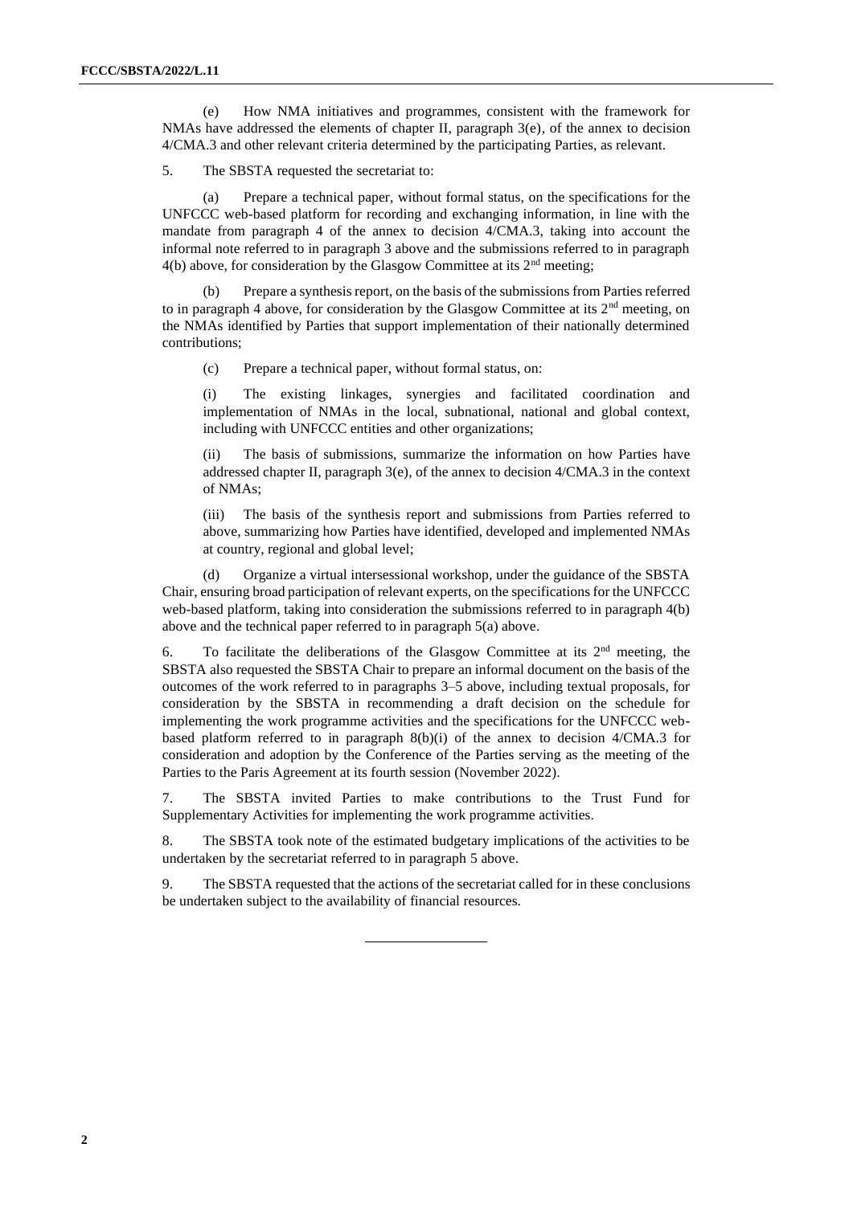(e) How NMA initiatives and programmes, consistent with the framework for NMAs have addressed the elements of chapter II, paragraph 3(e), of the annex to decision 4/CMA.3 and other relevant criteria determined by the participating Parties, as relevant.

5. The SBSTA requested the secretariat to:

(a) Prepare a technical paper, without formal status, on the specifications for the UNFCCC web-based platform for recording and exchanging information, in line with the mandate from paragraph 4 of the annex to decision 4/CMA.3, taking into account the informal note referred to in paragraph 3 above and the submissions referred to in paragraph 4(b) above, for consideration by the Glasgow Committee at its 2nd meeting;

(b) Prepare a synthesis report, on the basis of the submissions from Parties referred to in paragraph 4 above, for consideration by the Glasgow Committee at its 2nd meeting, on the NMAs identified by Parties that support implementation of their nationally determined contributions;

(c) Prepare a technical paper, without formal status, on:

(i) The existing linkages, synergies and facilitated coordination and implementation of NMAs in the local, subnational, national and global context, including with UNFCCC entities and other organizations;

(ii) The basis of submissions, summarize the information on how Parties have addressed chapter II, paragraph 3(e), of the annex to decision 4/CMA.3 in the context of NMAs;

(iii) The basis of the synthesis report and submissions from Parties referred to above, summarizing how Parties have identified, developed and implemented NMAs at country, regional and global level;

(d) Organize a virtual intersessional workshop, under the guidance of the SBSTA Chair, ensuring broad participation of relevant experts, on the specifications for the UNFCCC web-based platform, taking into consideration the submissions referred to in paragraph 4(b) above and the technical paper referred to in paragraph 5(a) above.

6. To facilitate the deliberations of the Glasgow Committee at its 2nd meeting, the SBSTA also requested the SBSTA Chair to prepare an informal document on the basis of the outcomes of the work referred to in paragraphs 3–5 above, including textual proposals, for consideration by the SBSTA in recommending a draft decision on the schedule for implementing the work programme activities and the specifications for the UNFCCC web-based platform referred to in paragraph 8(b)(i) of the annex to decision 4/CMA.3 for consideration and adoption by the Conference of the Parties serving as the meeting of the Parties to the Paris Agreement at its fourth session (November 2022).

7. The SBSTA invited Parties to make contributions to the Trust Fund for Supplementary Activities for implementing the work programme activities.

8. The SBSTA took note of the estimated budgetary implications of the activities to be undertaken by the secretariat referred to in paragraph 5 above.

9. The SBSTA requested that the actions of the secretariat called for in these conclusions be undertaken subject to the availability of financial resources.